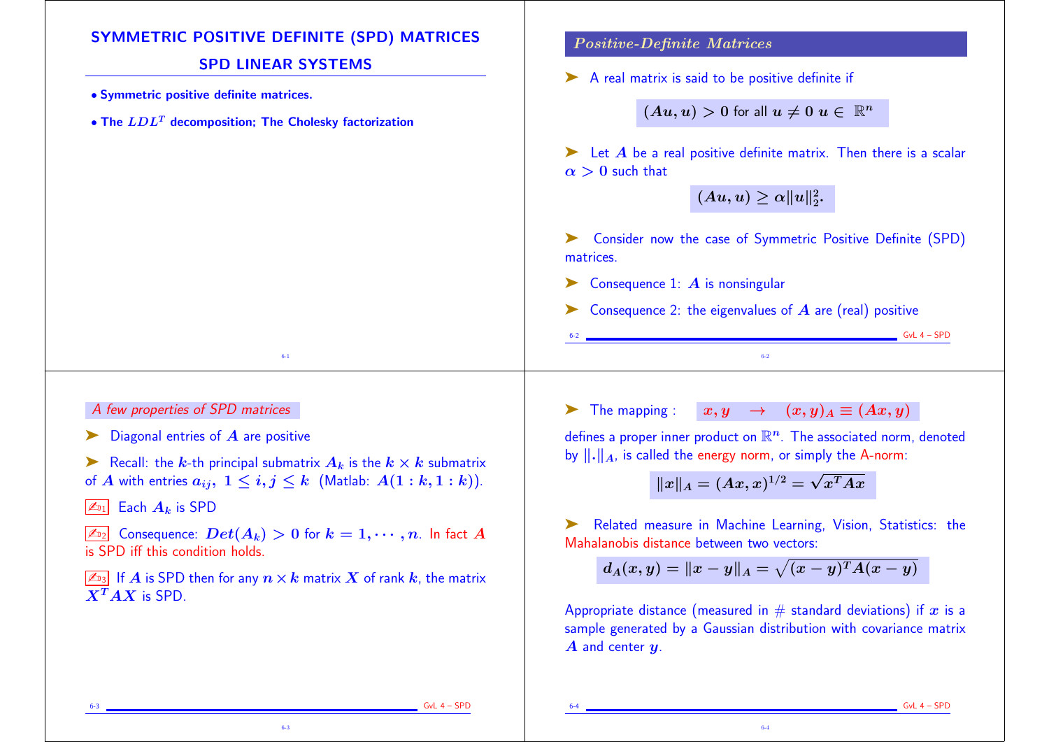# SYMMETRIC POSITIVE DEFINITE (SPD) MATRICES
## SPD LINEAR SYSTEMS

- **Symmetric positive definite matrices.**
- **The $LDL^T$ decomposition; The Cholesky factorization**

## *Positive-Definite Matrices*

➤ A real matrix is said to be positive definite if

$$(Au, u) > 0 \text{ for all } u \neq 0 \; u \in \mathbb{R}^n$$

➤ Let $A$ be a real positive definite matrix. Then there is a scalar $\alpha > 0$ such that

$$(Au, u) \geq \alpha \|u\|_2^2.$$

➤ Consider now the case of Symmetric Positive Definite (SPD) matrices.

➤ Consequence 1: $A$ is nonsingular

➤ Consequence 2: the eigenvalues of $A$ are (real) positive

## *A few properties of SPD matrices*

➤ Diagonal entries of $A$ are positive

➤ Recall: the $k$-th principal submatrix $A_k$ is the $k \times k$ submatrix of $A$ with entries $a_{ij}, \; 1 \leq i, j \leq k$ (Matlab: $A(1:k, 1:k)$).

✍[1] Each $A_k$ is SPD

✍[2] Consequence: $Det(A_k) > 0$ for $k = 1, \cdots, n$. In fact $A$ is SPD iff this condition holds.

✍[3] If $A$ is SPD then for any $n \times k$ matrix $X$ of rank $k$, the matrix $X^T A X$ is SPD.

➤ The mapping : $x, y \quad \rightarrow \quad (x, y)_A \equiv (Ax, y)$

defines a proper inner product on $\mathbb{R}^n$. The associated norm, denoted by $\|.\|_A$, is called the energy norm, or simply the A-norm:

$$\|x\|_A = (Ax, x)^{1/2} = \sqrt{x^T A x}$$

➤ Related measure in Machine Learning, Vision, Statistics: the Mahalanobis distance between two vectors:

$$d_A(x, y) = \|x - y\|_A = \sqrt{(x - y)^T A (x - y)}$$

Appropriate distance (measured in # standard deviations) if $x$ is a sample generated by a Gaussian distribution with covariance matrix $A$ and center $y$.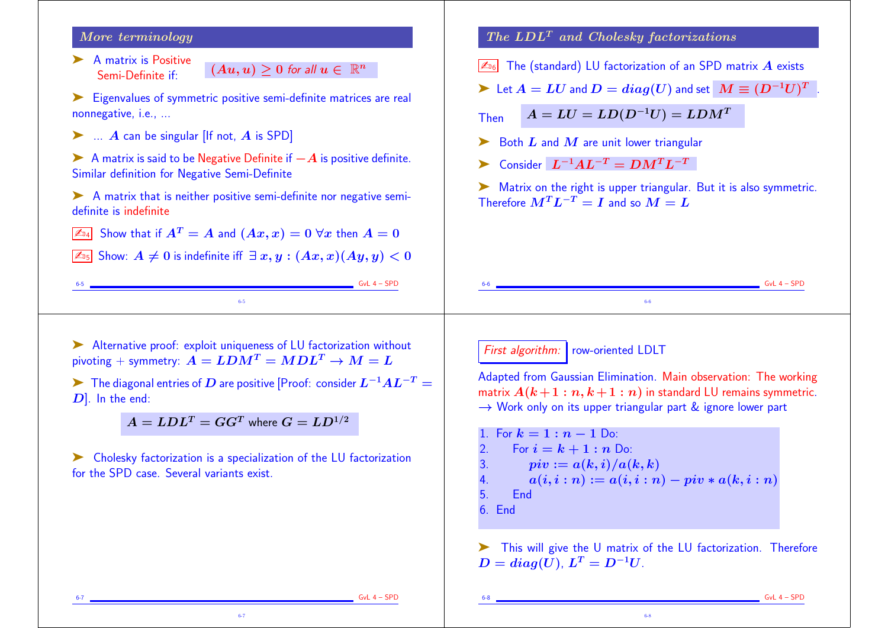## More terminology

- A matrix is Positive Semi-Definite if: $(Au, u) \geq 0$ *for all* $u \in \mathbb{R}^n$
- Eigenvalues of symmetric positive semi-definite matrices are real nonnegative, i.e., ...
- ... $A$ can be singular [If not, $A$ is SPD]
- A matrix is said to be Negative Definite if $-A$ is positive definite. Similar definition for Negative Semi-Definite
- A matrix that is neither positive semi-definite nor negative semi-definite is indefinite

✍D4 Show that if $A^T = A$ and $(Ax, x) = 0 \; \forall x$ then $A = 0$

✍D5 Show: $A \neq 0$ is indefinite iff $\exists \; x, y : (Ax, x)(Ay, y) < 0$

## The $LDL^T$ and Cholesky factorizations

✍D6 The (standard) LU factorization of an SPD matrix $A$ exists

- Let $A = LU$ and $D = diag(U)$ and set $M \equiv (D^{-1}U)^T$.

Then $A = LU = LD(D^{-1}U) = LDM^T$

- Both $L$ and $M$ are unit lower triangular
- Consider $L^{-1}AL^{-T} = DM^TL^{-T}$
- Matrix on the right is upper triangular. But it is also symmetric. Therefore $M^TL^{-T} = I$ and so $M = L$

---

- Alternative proof: exploit uniqueness of LU factorization without pivoting + symmetry: $A = LDM^T = MDL^T \rightarrow M = L$
- The diagonal entries of $D$ are positive [Proof: consider $L^{-1}AL^{-T} = D$]. In the end:

$$A = LDL^T = GG^T \text{ where } G = LD^{1/2}$$

- Cholesky factorization is a specialization of the LU factorization for the SPD case. Several variants exist.

## *First algorithm:* row-oriented LDLT

Adapted from Gaussian Elimination. Main observation: The working matrix $A(k+1:n, k+1:n)$ in standard LU remains symmetric. $\rightarrow$ Work only on its upper triangular part & ignore lower part

```
1. For k = 1 : n − 1 Do:
2.     For i = k + 1 : n Do:
3.         piv := a(k, i)/a(k, k)
4.         a(i, i : n) := a(i, i : n) − piv ∗ a(k, i : n)
5.     End
6. End
```

- This will give the U matrix of the LU factorization. Therefore $D = diag(U)$, $L^T = D^{-1}U$.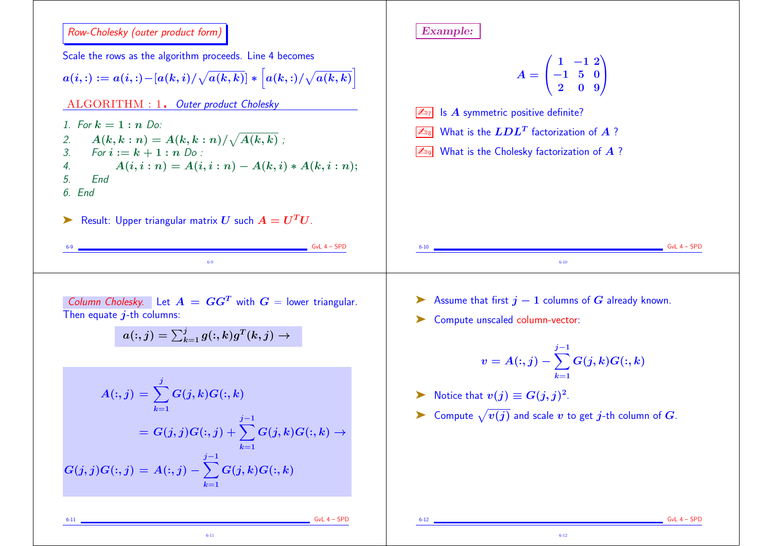## Row-Cholesky (outer product form)

Scale the rows as the algorithm proceeds. Line 4 becomes

$$a(i,:) := a(i,:) - [a(k,i)/\sqrt{a(k,k)}] * \left[a(k,:)/\sqrt{a(k,k)}\right]$$

ALGORITHM : 1. *Outer product Cholesky*

1. For $k = 1 : n$ Do:
2. $\quad A(k, k : n) = A(k, k : n)/\sqrt{A(k, k)}$ ;
3. $\quad$ For $i := k + 1 : n$ Do :
4. $\quad\quad A(i, i : n) = A(i, i : n) - A(k, i) * A(k, i : n)$;
5. $\quad$ End
6. End

➤ Result: Upper triangular matrix $U$ such $A = U^T U$.

## Example:

$$A = \begin{pmatrix} 1 & -1 & 2 \\ -1 & 5 & 0 \\ 2 & 0 & 9 \end{pmatrix}$$

✍07 Is $A$ symmetric positive definite?

✍08 What is the $LDL^T$ factorization of $A$ ?

✍09 What is the Cholesky factorization of $A$ ?

## Column Cholesky.

Let $A = GG^T$ with $G$ = lower triangular. Then equate $j$-th columns:

$$a(:, j) = \sum_{k=1}^{j} g(:, k) g^T(k, j) \rightarrow$$

$$A(:, j) = \sum_{k=1}^{j} G(j, k) G(:, k)$$

$$= G(j, j) G(:, j) + \sum_{k=1}^{j-1} G(j, k) G(:, k) \rightarrow$$

$$G(j, j) G(:, j) = A(:, j) - \sum_{k=1}^{j-1} G(j, k) G(:, k)$$

➤ Assume that first $j - 1$ columns of $G$ already known.

➤ Compute unscaled column-vector:

$$v = A(:, j) - \sum_{k=1}^{j-1} G(j, k) G(:, k)$$

➤ Notice that $v(j) \equiv G(j, j)^2$.

➤ Compute $\sqrt{v(j)}$ and scale $v$ to get $j$-th column of $G$.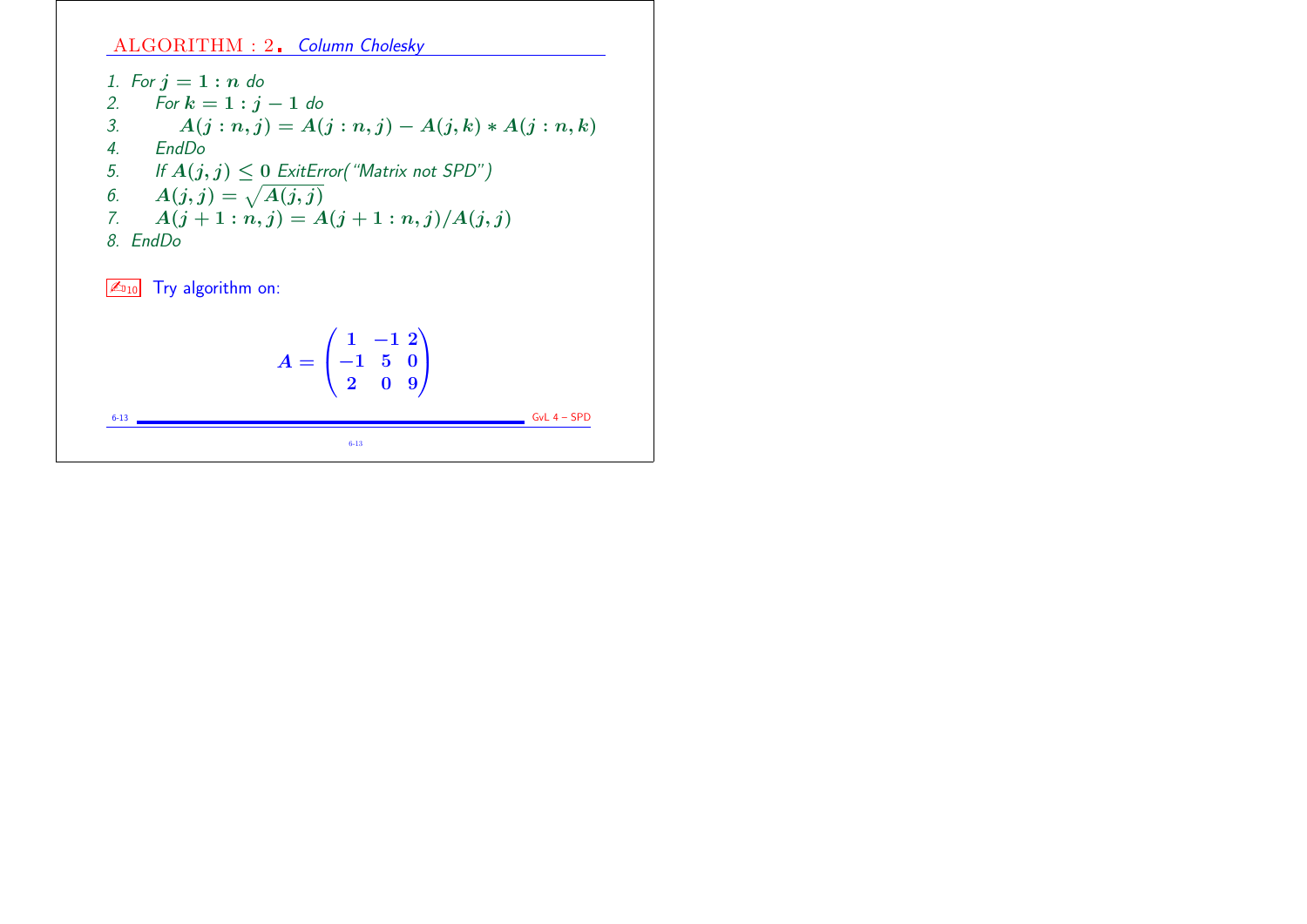## ALGORITHM : 2. *Column Cholesky*

1. For $j = 1 : n$ do
2. For $k = 1 : j - 1$ do
3. $A(j : n, j) = A(j : n, j) - A(j, k) * A(j : n, k)$
4. EndDo
5. If $A(j, j) \leq 0$ ExitError("Matrix not SPD")
6. $A(j, j) = \sqrt{A(j, j)}$
7. $A(j + 1 : n, j) = A(j + 1 : n, j)/A(j, j)$
8. EndDo

✍10 Try algorithm on:

$$A = \begin{pmatrix} 1 & -1 & 2 \\ -1 & 5 & 0 \\ 2 & 0 & 9 \end{pmatrix}$$